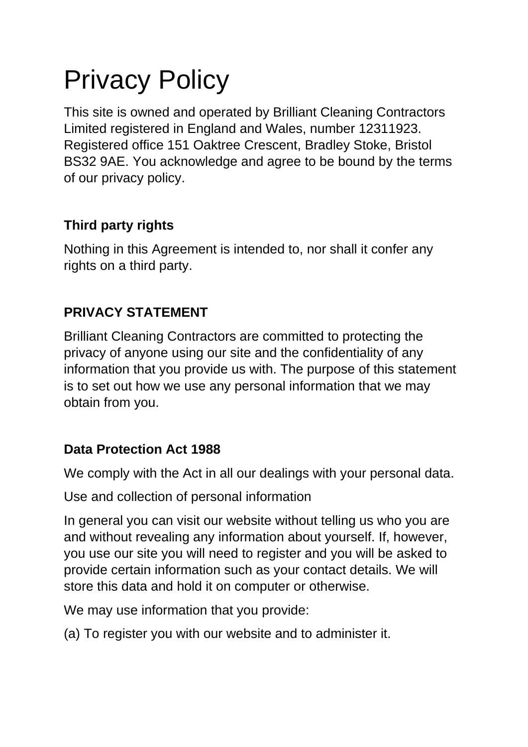# Privacy Policy

This site is owned and operated by Brilliant Cleaning Contractors Limited registered in England and Wales, number 12311923. Registered office 151 Oaktree Crescent, Bradley Stoke, Bristol BS32 9AE. You acknowledge and agree to be bound by the terms of our privacy policy.

**Third party rights**

Nothing in this Agreement is intended to, nor shall it confer any rights on a third party.

**PRIVACY STATEMENT**

Brilliant Cleaning Contractors are committed to protecting the privacy of anyone using our site and the confidentiality of any information that you provide us with. The purpose of this statement is to set out how we use any personal information that we may obtain from you.

**Data Protection Act 1988**

We comply with the Act in all our dealings with your personal data.

Use and collection of personal information

In general you can visit our website without telling us who you are and without revealing any information about yourself. If, however, you use our site you will need to register and you will be asked to provide certain information such as your contact details. We will store this data and hold it on computer or otherwise.

We may use information that you provide:

(a) To register you with our website and to administer it.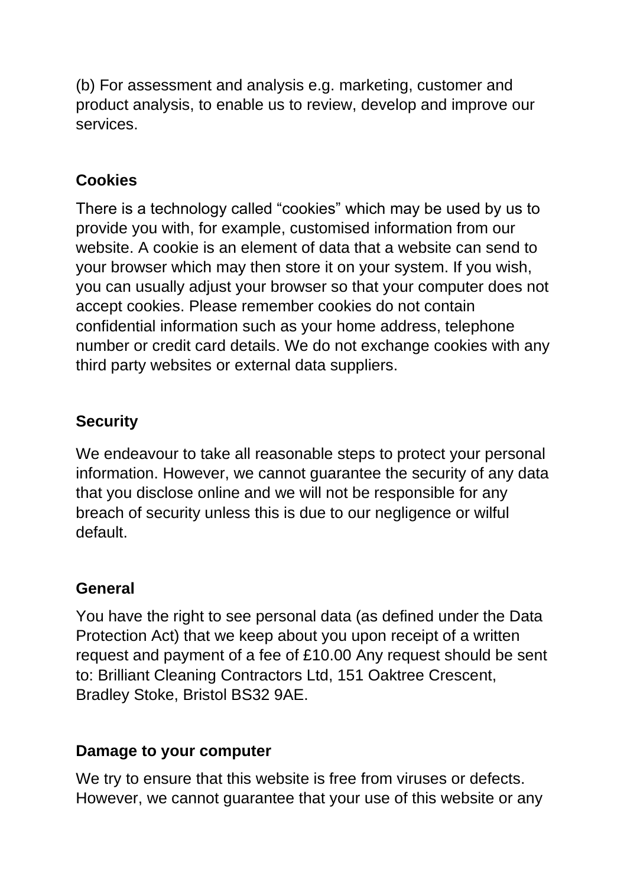(b) For assessment and analysis e.g. marketing, customer and product analysis, to enable us to review, develop and improve our services.

## Cookies

There is a technology called “cookies” which may be used by us to provide you with, for example, customised information from our website. A cookie is an element of data that a website can send to your browser which may then store it on your system. If you wish, you can usually adjust your browser so that your computer does not accept cookies. Please remember cookies do not contain confidential information such as your home address, telephone number or credit card details. We do not exchange cookies with any third party websites or external data suppliers.

## Security

We endeavour to take all reasonable steps to protect your personal information. However, we cannot guarantee the security of any data that you disclose online and we will not be responsible for any breach of security unless this is due to our negligence or wilful default.

## General

You have the right to see personal data (as defined under the Data Protection Act) that we keep about you upon receipt of a written request and payment of a fee of £10.00 Any request should be sent to: Brilliant Cleaning Contractors Ltd, 151 Oaktree Crescent, Bradley Stoke, Bristol BS32 9AE.

## Damage to your computer

We try to ensure that this website is free from viruses or defects. However, we cannot guarantee that your use of this website or any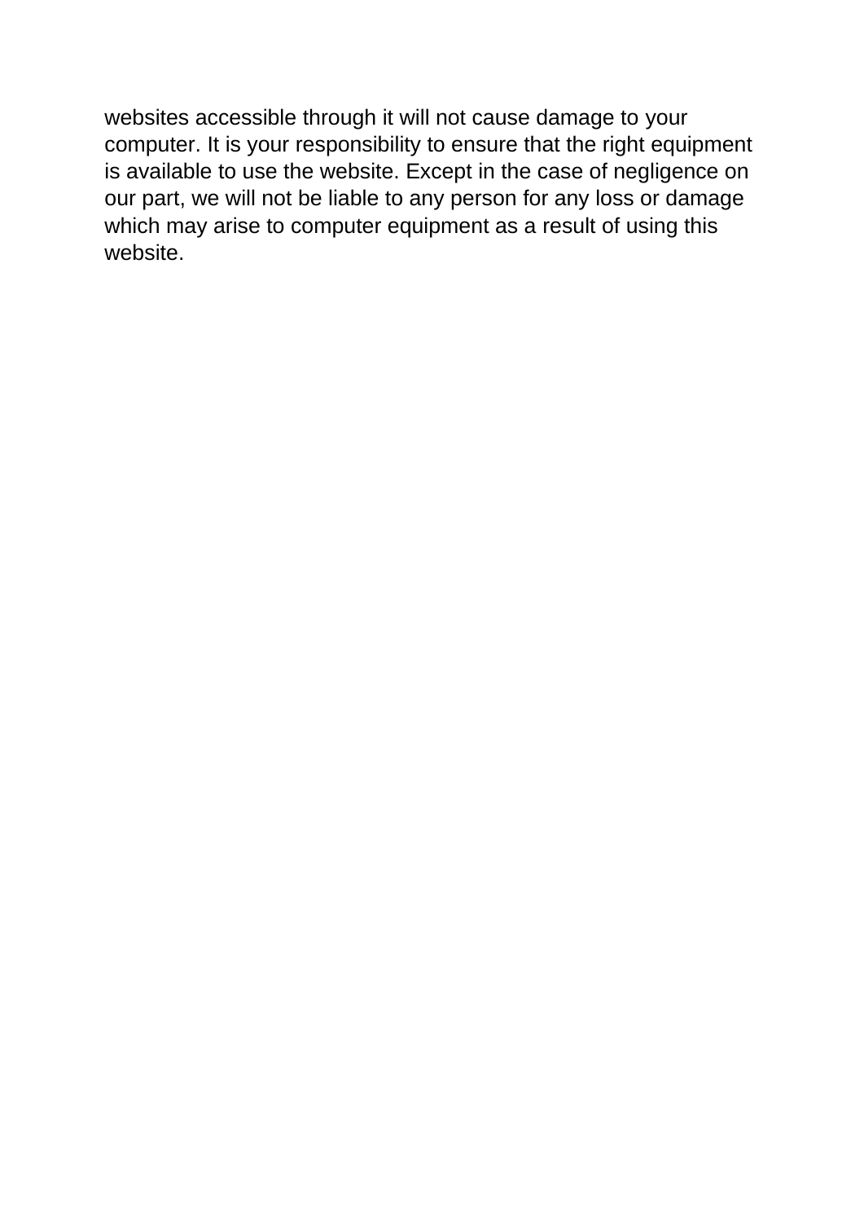websites accessible through it will not cause damage to your computer. It is your responsibility to ensure that the right equipment is available to use the website. Except in the case of negligence on our part, we will not be liable to any person for any loss or damage which may arise to computer equipment as a result of using this website.